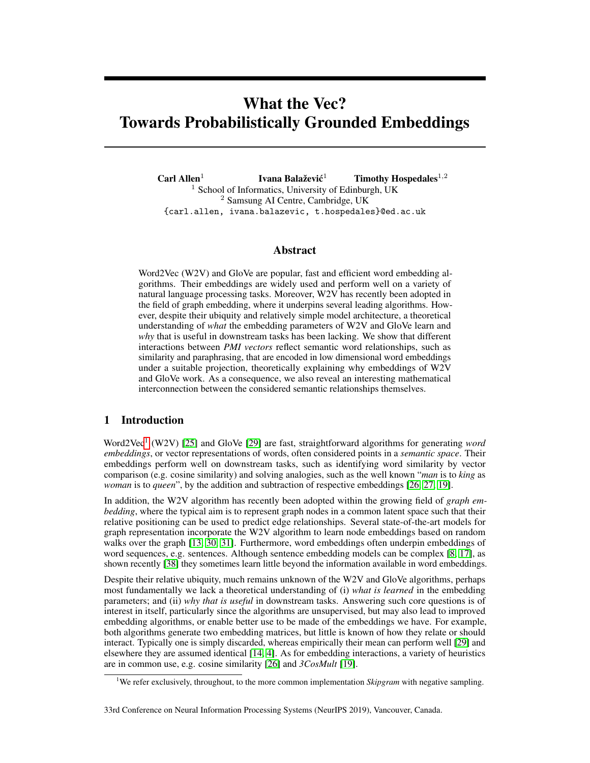# What the Vec? Towards Probabilistically Grounded Embeddings

**Carl Allen**[1] **Ivana Balažević**[1] **Timothy Hospedales**[1,2]

[1] School of Informatics, University of Edinburgh, UK
[2] Samsung AI Centre, Cambridge, UK
{carl.allen, ivana.balazevic, t.hospedales}@ed.ac.uk

## Abstract

Word2Vec (W2V) and GloVe are popular, fast and efficient word embedding algorithms. Their embeddings are widely used and perform well on a variety of natural language processing tasks. Moreover, W2V has recently been adopted in the field of graph embedding, where it underpins several leading algorithms. However, despite their ubiquity and relatively simple model architecture, a theoretical understanding of *what* the embedding parameters of W2V and GloVe learn and *why* that is useful in downstream tasks has been lacking. We show that different interactions between *PMI vectors* reflect semantic word relationships, such as similarity and paraphrasing, that are encoded in low dimensional word embeddings under a suitable projection, theoretically explaining why embeddings of W2V and GloVe work. As a consequence, we also reveal an interesting mathematical interconnection between the considered semantic relationships themselves.

## 1 Introduction

Word2Vec[1] (W2V) [25] and GloVe [29] are fast, straightforward algorithms for generating *word embeddings*, or vector representations of words, often considered points in a *semantic space*. Their embeddings perform well on downstream tasks, such as identifying word similarity by vector comparison (e.g. cosine similarity) and solving analogies, such as the well known "*man* is to *king* as *woman* is to *queen*", by the addition and subtraction of respective embeddings [26, 27, 19].

In addition, the W2V algorithm has recently been adopted within the growing field of *graph embedding*, where the typical aim is to represent graph nodes in a common latent space such that their relative positioning can be used to predict edge relationships. Several state-of-the-art models for graph representation incorporate the W2V algorithm to learn node embeddings based on random walks over the graph [13, 30, 31]. Furthermore, word embeddings often underpin embeddings of word sequences, e.g. sentences. Although sentence embedding models can be complex [8, 17], as shown recently [38] they sometimes learn little beyond the information available in word embeddings.

Despite their relative ubiquity, much remains unknown of the W2V and GloVe algorithms, perhaps most fundamentally we lack a theoretical understanding of (i) *what is learned* in the embedding parameters; and (ii) *why that is useful* in downstream tasks. Answering such core questions is of interest in itself, particularly since the algorithms are unsupervised, but may also lead to improved embedding algorithms, or enable better use to be made of the embeddings we have. For example, both algorithms generate two embedding matrices, but little is known of how they relate or should interact. Typically one is simply discarded, whereas empirically their mean can perform well [29] and elsewhere they are assumed identical [14, 4]. As for embedding interactions, a variety of heuristics are in common use, e.g. cosine similarity [26] and *3CosMult* [19].

[1] We refer exclusively, throughout, to the more common implementation *Skipgram* with negative sampling.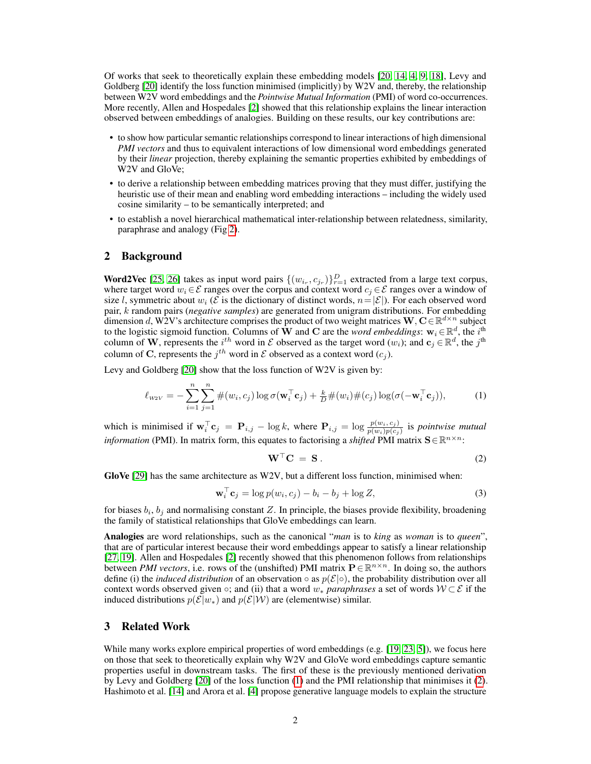Of works that seek to theoretically explain these embedding models [20, 14, 4, 9, 18], Levy and Goldberg [20] identify the loss function minimised (implicitly) by W2V and, thereby, the relationship between W2V word embeddings and the *Pointwise Mutual Information* (PMI) of word co-occurrences. More recently, Allen and Hospedales [2] showed that this relationship explains the linear interaction observed between embeddings of analogies. Building on these results, our key contributions are:

- to show how particular semantic relationships correspond to linear interactions of high dimensional *PMI vectors* and thus to equivalent interactions of low dimensional word embeddings generated by their *linear* projection, thereby explaining the semantic properties exhibited by embeddings of W2V and GloVe;
- to derive a relationship between embedding matrices proving that they must differ, justifying the heuristic use of their mean and enabling word embedding interactions – including the widely used cosine similarity – to be semantically interpreted; and
- to establish a novel hierarchical mathematical inter-relationship between relatedness, similarity, paraphrase and analogy (Fig 2).

## 2 Background

**Word2Vec** [25, 26] takes as input word pairs $\{(w_{i_r}, c_{j_r})\}_{r=1}^{D}$ extracted from a large text corpus, where target word $w_i \in \mathcal{E}$ ranges over the corpus and context word $c_j \in \mathcal{E}$ ranges over a window of size $l$, symmetric about $w_i$ ($\mathcal{E}$ is the dictionary of distinct words, $n = |\mathcal{E}|$). For each observed word pair, $k$ random pairs (*negative samples*) are generated from unigram distributions. For embedding dimension $d$, W2V's architecture comprises the product of two weight matrices $\mathbf{W}, \mathbf{C} \in \mathbb{R}^{d \times n}$ subject to the logistic sigmoid function. Columns of $\mathbf{W}$ and $\mathbf{C}$ are the *word embeddings*: $\mathbf{w}_i \in \mathbb{R}^d$, the $i^{\text{th}}$ column of $\mathbf{W}$, represents the $i^{th}$ word in $\mathcal{E}$ observed as the target word ($w_i$); and $\mathbf{c}_j \in \mathbb{R}^d$, the $j^{\text{th}}$ column of $\mathbf{C}$, represents the $j^{th}$ word in $\mathcal{E}$ observed as a context word ($c_j$).

Levy and Goldberg [20] show that the loss function of W2V is given by:

$$\ell_{W2V} = -\sum_{i=1}^{n}\sum_{j=1}^{n} \#(w_i, c_j) \log \sigma(\mathbf{w}_i^\top \mathbf{c}_j) + \tfrac{k}{D}\#(w_i)\#(c_j) \log(\sigma(-\mathbf{w}_i^\top \mathbf{c}_j)), \tag{1}$$

which is minimised if $\mathbf{w}_i^\top \mathbf{c}_j = \mathbf{P}_{i,j} - \log k$, where $\mathbf{P}_{i,j} = \log \frac{p(w_i, c_j)}{p(w_i)p(c_j)}$ is *pointwise mutual information* (PMI). In matrix form, this equates to factorising a *shifted* PMI matrix $\mathbf{S} \in \mathbb{R}^{n \times n}$:

$$\mathbf{W}^\top \mathbf{C} = \mathbf{S}. \tag{2}$$

**GloVe** [29] has the same architecture as W2V, but a different loss function, minimised when:

$$\mathbf{w}_i^\top \mathbf{c}_j = \log p(w_i, c_j) - b_i - b_j + \log Z, \tag{3}$$

for biases $b_i$, $b_j$ and normalising constant $Z$. In principle, the biases provide flexibility, broadening the family of statistical relationships that GloVe embeddings can learn.

**Analogies** are word relationships, such as the canonical "*man* is to *king* as *woman* is to *queen*", that are of particular interest because their word embeddings appear to satisfy a linear relationship [27, 19]. Allen and Hospedales [2] recently showed that this phenomenon follows from relationships between *PMI vectors*, i.e. rows of the (unshifted) PMI matrix $\mathbf{P} \in \mathbb{R}^{n \times n}$. In doing so, the authors define (i) the *induced distribution* of an observation $\circ$ as $p(\mathcal{E}|\circ)$, the probability distribution over all context words observed given $\circ$; and (ii) that a word $w_*$ *paraphrases* a set of words $\mathcal{W} \subset \mathcal{E}$ if the induced distributions $p(\mathcal{E}|w_*)$ and $p(\mathcal{E}|\mathcal{W})$ are (elementwise) similar.

## 3 Related Work

While many works explore empirical properties of word embeddings (e.g. [19, 23, 5]), we focus here on those that seek to theoretically explain why W2V and GloVe word embeddings capture semantic properties useful in downstream tasks. The first of these is the previously mentioned derivation by Levy and Goldberg [20] of the loss function (1) and the PMI relationship that minimises it (2). Hashimoto et al. [14] and Arora et al. [4] propose generative language models to explain the structure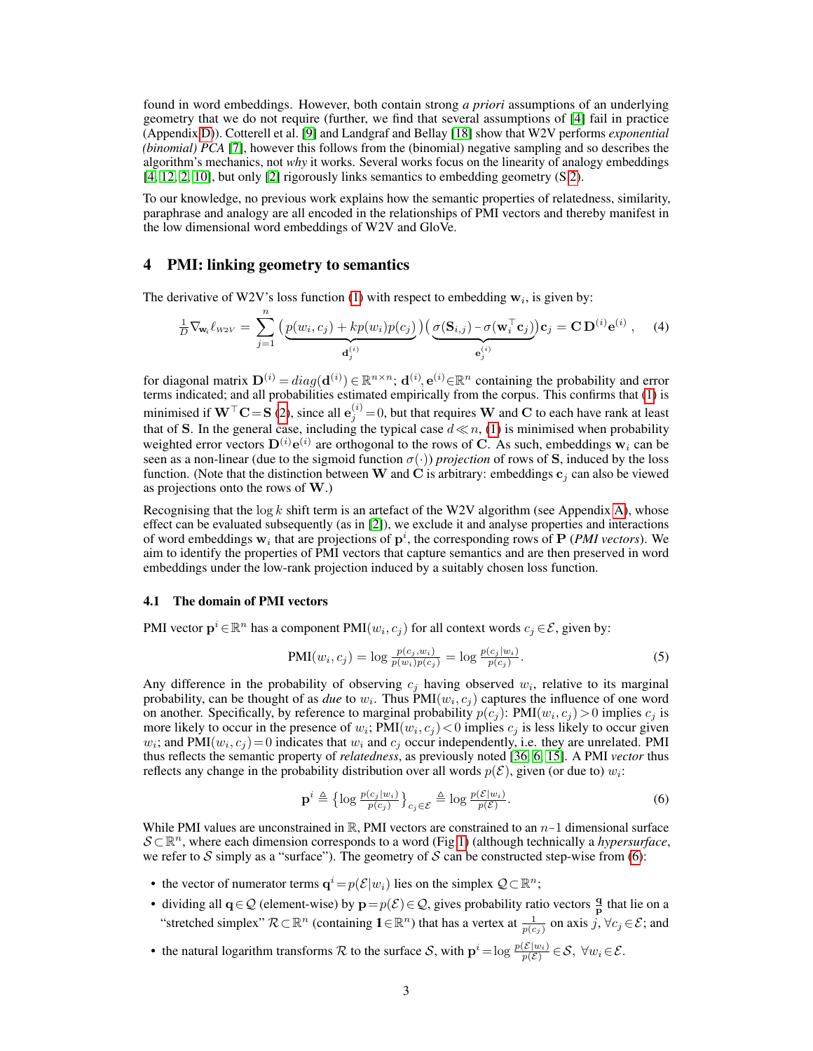found in word embeddings. However, both contain strong *a priori* assumptions of an underlying geometry that we do not require (further, we find that several assumptions of [4] fail in practice (Appendix D)). Cotterell et al. [9] and Landgraf and Bellay [18] show that W2V performs *exponential (binomial) PCA* [7], however this follows from the (binomial) negative sampling and so describes the algorithm's mechanics, not *why* it works. Several works focus on the linearity of analogy embeddings [4, 12, 2, 10], but only [2] rigorously links semantics to embedding geometry (S 2).

To our knowledge, no previous work explains how the semantic properties of relatedness, similarity, paraphrase and analogy are all encoded in the relationships of PMI vectors and thereby manifest in the low dimensional word embeddings of W2V and GloVe.

## 4 PMI: linking geometry to semantics

The derivative of W2V's loss function (1) with respect to embedding $\mathbf{w}_i$, is given by:

$$\tfrac{1}{D}\nabla_{\mathbf{w}_i}\ell_{W2V} = \sum_{j=1}^{n} \underbrace{\big(p(w_i,c_j)+kp(w_i)p(c_j)\big)}_{\mathbf{d}^{(i)}_j}\underbrace{\big(\sigma(\mathbf{S}_{i,j})-\sigma(\mathbf{w}_i^\top\mathbf{c}_j)\big)}_{\mathbf{e}^{(i)}_j}\mathbf{c}_j = \mathbf{C}\,\mathbf{D}^{(i)}\mathbf{e}^{(i)}\,, \tag{4}$$

for diagonal matrix $\mathbf{D}^{(i)} = diag(\mathbf{d}^{(i)}) \in \mathbb{R}^{n\times n}$; $\mathbf{d}^{(i)}, \mathbf{e}^{(i)} \in \mathbb{R}^n$ containing the probability and error terms indicated; and all probabilities estimated empirically from the corpus. This confirms that (1) is minimised if $\mathbf{W}^\top\mathbf{C} = \mathbf{S}$ (2), since all $\mathbf{e}^{(i)}_j = 0$, but that requires $\mathbf{W}$ and $\mathbf{C}$ to each have rank at least that of $\mathbf{S}$. In the general case, including the typical case $d \ll n$, (1) is minimised when probability weighted error vectors $\mathbf{D}^{(i)}\mathbf{e}^{(i)}$ are orthogonal to the rows of $\mathbf{C}$. As such, embeddings $\mathbf{w}_i$ can be seen as a non-linear (due to the sigmoid function $\sigma(\cdot)$) *projection* of rows of $\mathbf{S}$, induced by the loss function. (Note that the distinction between $\mathbf{W}$ and $\mathbf{C}$ is arbitrary: embeddings $\mathbf{c}_j$ can also be viewed as projections onto the rows of $\mathbf{W}$.)

Recognising that the $\log k$ shift term is an artefact of the W2V algorithm (see Appendix A), whose effect can be evaluated subsequently (as in [2]), we exclude it and analyse properties and interactions of word embeddings $\mathbf{w}_i$ that are projections of $\mathbf{p}^i$, the corresponding rows of $\mathbf{P}$ (*PMI vectors*). We aim to identify the properties of PMI vectors that capture semantics and are then preserved in word embeddings under the low-rank projection induced by a suitably chosen loss function.

### 4.1 The domain of PMI vectors

PMI vector $\mathbf{p}^i \in \mathbb{R}^n$ has a component $\text{PMI}(w_i, c_j)$ for all context words $c_j \in \mathcal{E}$, given by:

$$\text{PMI}(w_i, c_j) = \log \tfrac{p(c_j, w_i)}{p(w_i)p(c_j)} = \log \tfrac{p(c_j|w_i)}{p(c_j)}. \tag{5}$$

Any difference in the probability of observing $c_j$ having observed $w_i$, relative to its marginal probability, can be thought of as *due* to $w_i$. Thus $\text{PMI}(w_i, c_j)$ captures the influence of one word on another. Specifically, by reference to marginal probability $p(c_j)$: $\text{PMI}(w_i, c_j) > 0$ implies $c_j$ is more likely to occur in the presence of $w_i$; $\text{PMI}(w_i, c_j) < 0$ implies $c_j$ is less likely to occur given $w_i$; and $\text{PMI}(w_i, c_j) = 0$ indicates that $w_i$ and $c_j$ occur independently, i.e. they are unrelated. PMI thus reflects the semantic property of *relatedness*, as previously noted [36, 6, 15]. A PMI *vector* thus reflects any change in the probability distribution over all words $p(\mathcal{E})$, given (or due to) $w_i$:

$$\mathbf{p}^i \triangleq \big\{\log \tfrac{p(c_j|w_i)}{p(c_j)}\big\}_{c_j\in\mathcal{E}} \triangleq \log \tfrac{p(\mathcal{E}|w_i)}{p(\mathcal{E})}. \tag{6}$$

While PMI values are unconstrained in $\mathbb{R}$, PMI vectors are constrained to an $n{-}1$ dimensional surface $\mathcal{S} \subset \mathbb{R}^n$, where each dimension corresponds to a word (Fig 1) (although technically a *hypersurface*, we refer to $\mathcal{S}$ simply as a "surface"). The geometry of $\mathcal{S}$ can be constructed step-wise from (6):

- the vector of numerator terms $\mathbf{q}^i = p(\mathcal{E}|w_i)$ lies on the simplex $\mathcal{Q} \subset \mathbb{R}^n$;
- dividing all $\mathbf{q} \in \mathcal{Q}$ (element-wise) by $\mathbf{p} = p(\mathcal{E}) \in \mathcal{Q}$, gives probability ratio vectors $\frac{\mathbf{q}}{\mathbf{p}}$ that lie on a "stretched simplex" $\mathcal{R} \subset \mathbb{R}^n$ (containing $\mathbf{1} \in \mathbb{R}^n$) that has a vertex at $\frac{1}{p(c_j)}$ on axis $j$, $\forall c_j \in \mathcal{E}$; and
- the natural logarithm transforms $\mathcal{R}$ to the surface $\mathcal{S}$, with $\mathbf{p}^i = \log \frac{p(\mathcal{E}|w_i)}{p(\mathcal{E})} \in \mathcal{S},\ \forall w_i \in \mathcal{E}$.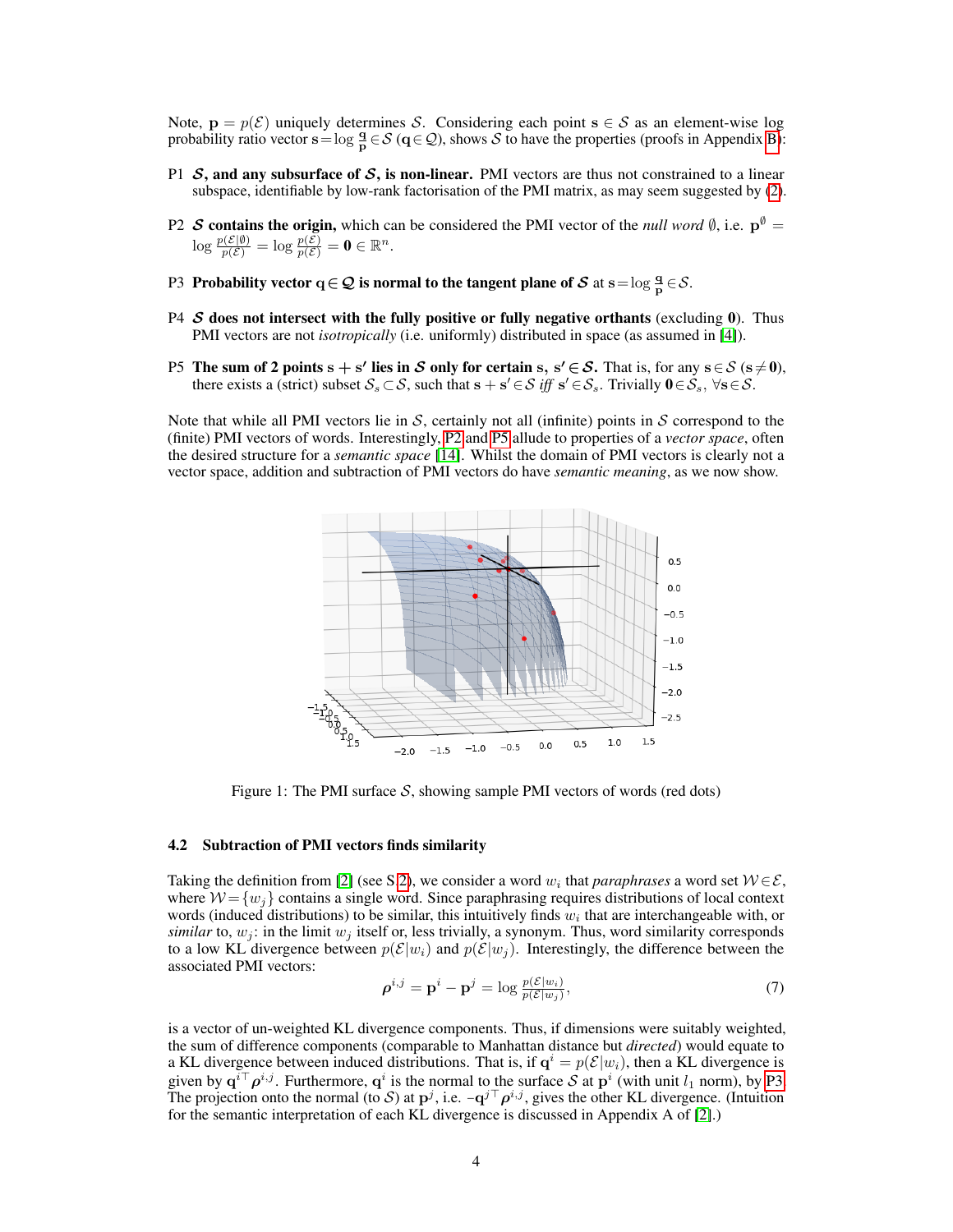Note, $\mathbf{p} = p(\mathcal{E})$ uniquely determines $\mathcal{S}$. Considering each point $\mathbf{s} \in \mathcal{S}$ as an element-wise log probability ratio vector $\mathbf{s} = \log \frac{\mathbf{q}}{\mathbf{p}} \in \mathcal{S}$ ($\mathbf{q} \in \mathcal{Q}$), shows $\mathcal{S}$ to have the properties (proofs in Appendix B):

- P1 **$\mathcal{S}$, and any subsurface of $\mathcal{S}$, is non-linear.** PMI vectors are thus not constrained to a linear subspace, identifiable by low-rank factorisation of the PMI matrix, as may seem suggested by (2).
- P2 **$\mathcal{S}$ contains the origin,** which can be considered the PMI vector of the *null word* $\emptyset$, i.e. $\mathbf{p}^{\emptyset} = \log \frac{p(\mathcal{E}|\emptyset)}{p(\mathcal{E})} = \log \frac{p(\mathcal{E})}{p(\mathcal{E})} = \mathbf{0} \in \mathbb{R}^n$.
- P3 **Probability vector $\mathbf{q} \in \mathcal{Q}$ is normal to the tangent plane of $\mathcal{S}$** at $\mathbf{s} = \log \frac{\mathbf{q}}{\mathbf{p}} \in \mathcal{S}$.
- P4 **$\mathcal{S}$ does not intersect with the fully positive or fully negative orthants** (excluding $\mathbf{0}$). Thus PMI vectors are not *isotropically* (i.e. uniformly) distributed in space (as assumed in [4]).
- P5 **The sum of 2 points $\mathbf{s} + \mathbf{s}'$ lies in $\mathcal{S}$ only for certain $\mathbf{s}, \mathbf{s}' \in \mathcal{S}$.** That is, for any $\mathbf{s} \in \mathcal{S}$ ($\mathbf{s} \neq \mathbf{0}$), there exists a (strict) subset $\mathcal{S}_s \subset \mathcal{S}$, such that $\mathbf{s} + \mathbf{s}' \in \mathcal{S}$ *iff* $\mathbf{s}' \in \mathcal{S}_s$. Trivially $\mathbf{0} \in \mathcal{S}_s$, $\forall \mathbf{s} \in \mathcal{S}$.

Note that while all PMI vectors lie in $\mathcal{S}$, certainly not all (infinite) points in $\mathcal{S}$ correspond to the (finite) PMI vectors of words. Interestingly, P2 and P5 allude to properties of a *vector space*, often the desired structure for a *semantic space* [14]. Whilst the domain of PMI vectors is clearly not a vector space, addition and subtraction of PMI vectors do have *semantic meaning*, as we now show.

Figure 1: The PMI surface $\mathcal{S}$, showing sample PMI vectors of words (red dots)

### 4.2 Subtraction of PMI vectors finds similarity

Taking the definition from [2] (see S 2), we consider a word $w_i$ that *paraphrases* a word set $\mathcal{W} \in \mathcal{E}$, where $\mathcal{W} = \{w_j\}$ contains a single word. Since paraphrasing requires distributions of local context words (induced distributions) to be similar, this intuitively finds $w_i$ that are interchangeable with, or *similar* to, $w_j$: in the limit $w_j$ itself or, less trivially, a synonym. Thus, word similarity corresponds to a low KL divergence between $p(\mathcal{E}|w_i)$ and $p(\mathcal{E}|w_j)$. Interestingly, the difference between the associated PMI vectors:

$$\boldsymbol{\rho}^{i,j} = \mathbf{p}^i - \mathbf{p}^j = \log \frac{p(\mathcal{E}|w_i)}{p(\mathcal{E}|w_j)}, \tag{7}$$

is a vector of un-weighted KL divergence components. Thus, if dimensions were suitably weighted, the sum of difference components (comparable to Manhattan distance but *directed*) would equate to a KL divergence between induced distributions. That is, if $\mathbf{q}^i = p(\mathcal{E}|w_i)$, then a KL divergence is given by $\mathbf{q}^{i\top} \boldsymbol{\rho}^{i,j}$. Furthermore, $\mathbf{q}^i$ is the normal to the surface $\mathcal{S}$ at $\mathbf{p}^i$ (with unit $l_1$ norm), by P3. The projection onto the normal (to $\mathcal{S}$) at $\mathbf{p}^j$, i.e. $-\mathbf{q}^{j\top} \boldsymbol{\rho}^{i,j}$, gives the other KL divergence. (Intuition for the semantic interpretation of each KL divergence is discussed in Appendix A of [2].)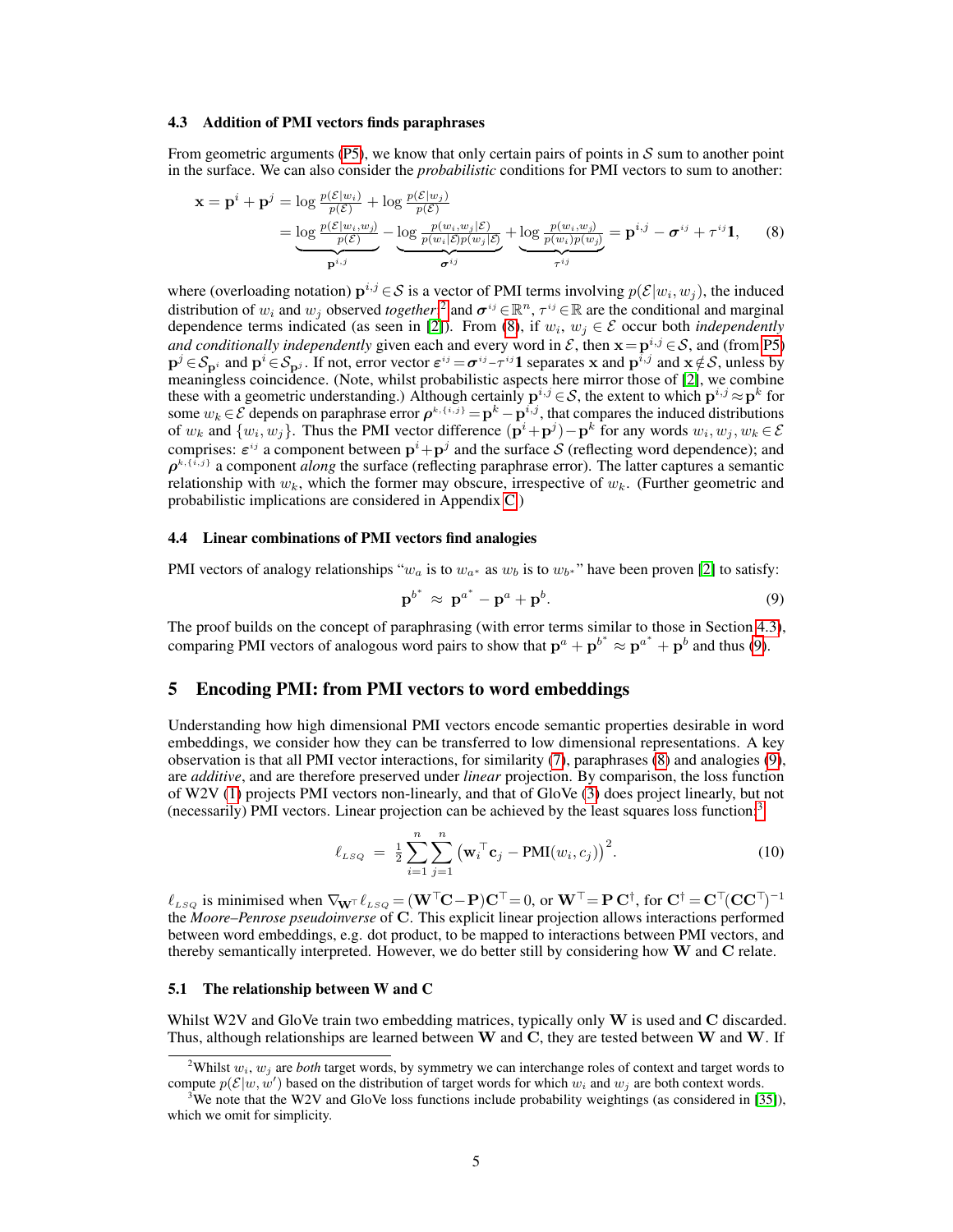### 4.3 Addition of PMI vectors finds paraphrases

From geometric arguments (P5), we know that only certain pairs of points in $\mathcal{S}$ sum to another point in the surface. We can also consider the *probabilistic* conditions for PMI vectors to sum to another:

$$\begin{aligned}\mathbf{x} = \mathbf{p}^i + \mathbf{p}^j &= \log \tfrac{p(\mathcal{E}|w_i)}{p(\mathcal{E})} + \log \tfrac{p(\mathcal{E}|w_j)}{p(\mathcal{E})} \\ &= \underbrace{\log \tfrac{p(\mathcal{E}|w_i,w_j)}{p(\mathcal{E})}}_{\mathbf{p}^{i,j}} - \underbrace{\log \tfrac{p(w_i,w_j|\mathcal{E})}{p(w_i|\mathcal{E})p(w_j|\mathcal{E})}}_{\boldsymbol{\sigma}^{ij}} + \underbrace{\log \tfrac{p(w_i,w_j)}{p(w_i)p(w_j)}}_{\tau^{ij}} = \mathbf{p}^{i,j} - \boldsymbol{\sigma}^{ij} + \tau^{ij}\mathbf{1}, \end{aligned} \tag{8}$$

where (overloading notation) $\mathbf{p}^{i,j} \in \mathcal{S}$ is a vector of PMI terms involving $p(\mathcal{E}|w_i, w_j)$, the induced distribution of $w_i$ and $w_j$ observed *together*,[2] and $\boldsymbol{\sigma}^{ij} \in \mathbb{R}^n$, $\tau^{ij} \in \mathbb{R}$ are the conditional and marginal dependence terms indicated (as seen in [2]). From (8), if $w_i$, $w_j \in \mathcal{E}$ occur both *independently and conditionally independently* given each and every word in $\mathcal{E}$, then $\mathbf{x} = \mathbf{p}^{i,j} \in \mathcal{S}$, and (from P5) $\mathbf{p}^j \in \mathcal{S}_{\mathbf{p}^i}$ and $\mathbf{p}^i \in \mathcal{S}_{\mathbf{p}^j}$. If not, error vector $\boldsymbol{\varepsilon}^{ij} = \boldsymbol{\sigma}^{ij} - \tau^{ij}\mathbf{1}$ separates $\mathbf{x}$ and $\mathbf{p}^{i,j}$ and $\mathbf{x} \notin \mathcal{S}$, unless by meaningless coincidence. (Note, whilst probabilistic aspects here mirror those of [2], we combine these with a geometric understanding.) Although certainly $\mathbf{p}^{i,j} \in \mathcal{S}$, the extent to which $\mathbf{p}^{i,j} \approx \mathbf{p}^k$ for some $w_k \in \mathcal{E}$ depends on paraphrase error $\boldsymbol{\rho}^{k,\{i,j\}} = \mathbf{p}^k - \mathbf{p}^{i,j}$, that compares the induced distributions of $w_k$ and $\{w_i, w_j\}$. Thus the PMI vector difference $(\mathbf{p}^i + \mathbf{p}^j) - \mathbf{p}^k$ for any words $w_i, w_j, w_k \in \mathcal{E}$ comprises: $\boldsymbol{\varepsilon}^{ij}$ a component between $\mathbf{p}^i + \mathbf{p}^j$ and the surface $\mathcal{S}$ (reflecting word dependence); and $\boldsymbol{\rho}^{k,\{i,j\}}$ a component *along* the surface (reflecting paraphrase error). The latter captures a semantic relationship with $w_k$, which the former may obscure, irrespective of $w_k$. (Further geometric and probabilistic implications are considered in Appendix C.)

### 4.4 Linear combinations of PMI vectors find analogies

PMI vectors of analogy relationships "$w_a$ is to $w_{a^*}$ as $w_b$ is to $w_{b^*}$" have been proven [2] to satisfy:

$$\mathbf{p}^{b^*} \;\approx\; \mathbf{p}^{a^*} - \mathbf{p}^a + \mathbf{p}^b. \tag{9}$$

The proof builds on the concept of paraphrasing (with error terms similar to those in Section 4.3), comparing PMI vectors of analogous word pairs to show that $\mathbf{p}^a + \mathbf{p}^{b^*} \approx \mathbf{p}^{a^*} + \mathbf{p}^b$ and thus (9).

## 5 Encoding PMI: from PMI vectors to word embeddings

Understanding how high dimensional PMI vectors encode semantic properties desirable in word embeddings, we consider how they can be transferred to low dimensional representations. A key observation is that all PMI vector interactions, for similarity (7), paraphrases (8) and analogies (9), are *additive*, and are therefore preserved under *linear* projection. By comparison, the loss function of W2V (1) projects PMI vectors non-linearly, and that of GloVe (3) does project linearly, but not (necessarily) PMI vectors. Linear projection can be achieved by the least squares loss function:[3]

$$\ell_{LSQ} \;=\; \tfrac{1}{2}\sum_{i=1}^{n}\sum_{j=1}^{n}\big(\mathbf{w}_i{}^{\top}\mathbf{c}_j - \text{PMI}(w_i, c_j)\big)^2. \tag{10}$$

$\ell_{LSQ}$ is minimised when $\nabla_{\mathbf{W}^\top}\ell_{LSQ} = (\mathbf{W}^\top\mathbf{C} - \mathbf{P})\mathbf{C}^\top = 0$, or $\mathbf{W}^\top = \mathbf{P}\,\mathbf{C}^\dagger$, for $\mathbf{C}^\dagger = \mathbf{C}^\top(\mathbf{C}\mathbf{C}^\top)^{-1}$ the *Moore–Penrose pseudoinverse* of $\mathbf{C}$. This explicit linear projection allows interactions performed between word embeddings, e.g. dot product, to be mapped to interactions between PMI vectors, and thereby semantically interpreted. However, we do better still by considering how $\mathbf{W}$ and $\mathbf{C}$ relate.

### 5.1 The relationship between W and C

Whilst W2V and GloVe train two embedding matrices, typically only $\mathbf{W}$ is used and $\mathbf{C}$ discarded. Thus, although relationships are learned between $\mathbf{W}$ and $\mathbf{C}$, they are tested between $\mathbf{W}$ and $\mathbf{W}$. If

[2] Whilst $w_i$, $w_j$ are *both* target words, by symmetry we can interchange roles of context and target words to compute $p(\mathcal{E}|w, w')$ based on the distribution of target words for which $w_i$ and $w_j$ are both context words.

[3] We note that the W2V and GloVe loss functions include probability weightings (as considered in [35]), which we omit for simplicity.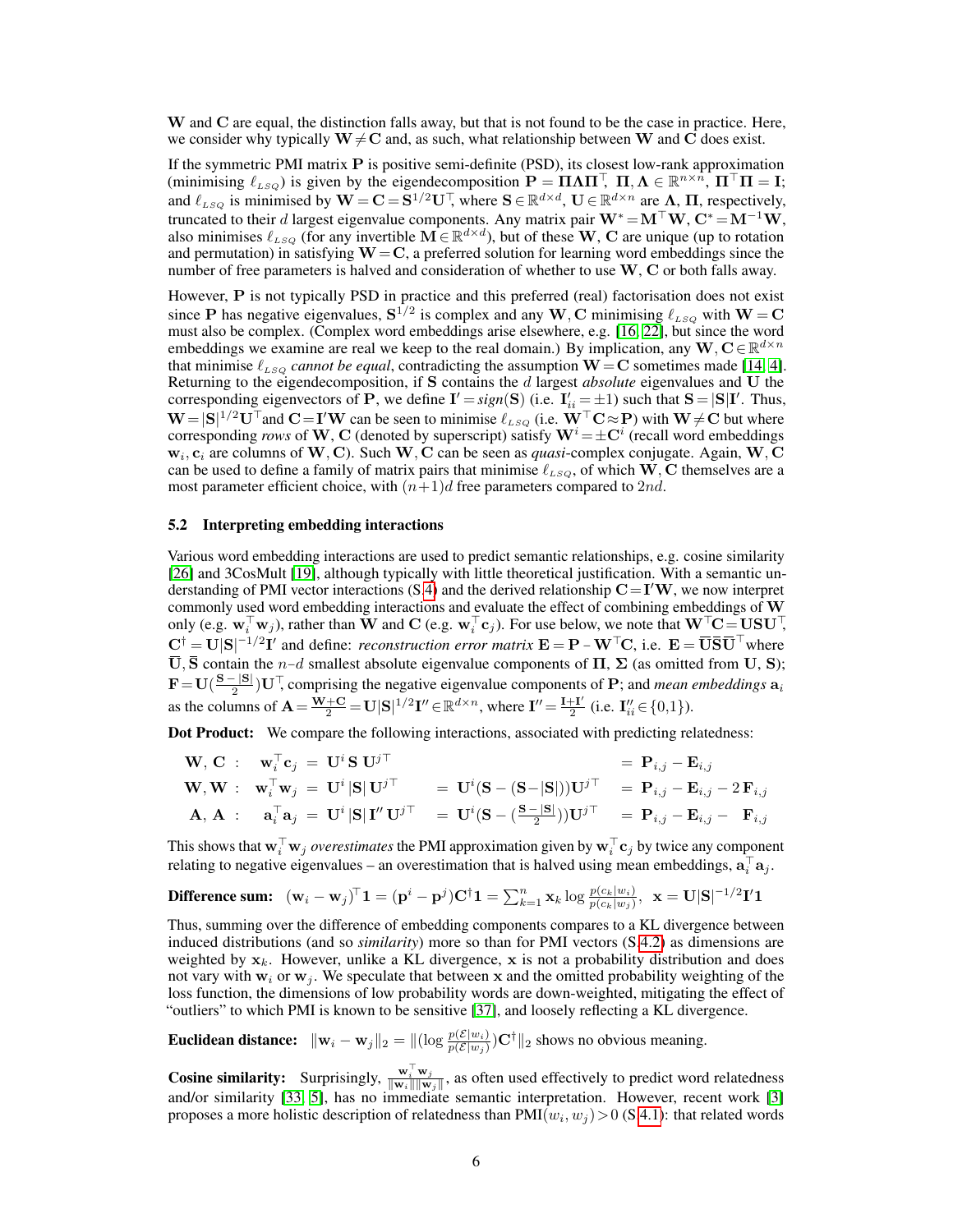$\mathbf{W}$ and $\mathbf{C}$ are equal, the distinction falls away, but that is not found to be the case in practice. Here, we consider why typically $\mathbf{W} \neq \mathbf{C}$ and, as such, what relationship between $\mathbf{W}$ and $\mathbf{C}$ does exist.

If the symmetric PMI matrix $\mathbf{P}$ is positive semi-definite (PSD), its closest low-rank approximation (minimising $\ell_{LSQ}$) is given by the eigendecomposition $\mathbf{P} = \mathbf{\Pi}\mathbf{\Lambda}\mathbf{\Pi}^\top$, $\mathbf{\Pi}, \mathbf{\Lambda} \in \mathbb{R}^{n \times n}$, $\mathbf{\Pi}^\top\mathbf{\Pi} = \mathbf{I}$; and $\ell_{LSQ}$ is minimised by $\mathbf{W} = \mathbf{C} = \mathbf{S}^{1/2}\mathbf{U}^\top$, where $\mathbf{S} \in \mathbb{R}^{d \times d}$, $\mathbf{U} \in \mathbb{R}^{d \times n}$ are $\mathbf{\Lambda}$, $\mathbf{\Pi}$, respectively, truncated to their $d$ largest eigenvalue components. Any matrix pair $\mathbf{W}^* = \mathbf{M}^\top\mathbf{W}$, $\mathbf{C}^* = \mathbf{M}^{-1}\mathbf{W}$, also minimises $\ell_{LSQ}$ (for any invertible $\mathbf{M} \in \mathbb{R}^{d \times d}$), but of these $\mathbf{W}$, $\mathbf{C}$ are unique (up to rotation and permutation) in satisfying $\mathbf{W} = \mathbf{C}$, a preferred solution for learning word embeddings since the number of free parameters is halved and consideration of whether to use $\mathbf{W}$, $\mathbf{C}$ or both falls away.

However, $\mathbf{P}$ is not typically PSD in practice and this preferred (real) factorisation does not exist since $\mathbf{P}$ has negative eigenvalues, $\mathbf{S}^{1/2}$ is complex and any $\mathbf{W}, \mathbf{C}$ minimising $\ell_{LSQ}$ with $\mathbf{W} = \mathbf{C}$ must also be complex. (Complex word embeddings arise elsewhere, e.g. [16, 22], but since the word embeddings we examine are real we keep to the real domain.) By implication, any $\mathbf{W}, \mathbf{C} \in \mathbb{R}^{d \times n}$ that minimise $\ell_{LSQ}$ *cannot be equal*, contradicting the assumption $\mathbf{W} = \mathbf{C}$ sometimes made [14, 4]. Returning to the eigendecomposition, if $\mathbf{S}$ contains the $d$ largest *absolute* eigenvalues and $\mathbf{U}$ the corresponding eigenvectors of $\mathbf{P}$, we define $\mathbf{I}' = sign(\mathbf{S})$ (i.e. $\mathbf{I}'_{ii} = \pm 1$) such that $\mathbf{S} = |\mathbf{S}|\mathbf{I}'$. Thus, $\mathbf{W} = |\mathbf{S}|^{1/2}\mathbf{U}^\top$and $\mathbf{C} = \mathbf{I}'\mathbf{W}$ can be seen to minimise $\ell_{LSQ}$ (i.e. $\mathbf{W}^\top\mathbf{C} \approx \mathbf{P}$) with $\mathbf{W} \neq \mathbf{C}$ but where corresponding *rows* of $\mathbf{W}$, $\mathbf{C}$ (denoted by superscript) satisfy $\mathbf{W}^i = \pm\mathbf{C}^i$ (recall word embeddings $\mathbf{w}_i, \mathbf{c}_i$ are columns of $\mathbf{W}, \mathbf{C}$). Such $\mathbf{W}, \mathbf{C}$ can be seen as *quasi*-complex conjugate. Again, $\mathbf{W}, \mathbf{C}$ can be used to define a family of matrix pairs that minimise $\ell_{LSQ}$, of which $\mathbf{W}, \mathbf{C}$ themselves are a most parameter efficient choice, with $(n+1)d$ free parameters compared to $2nd$.

### 5.2 Interpreting embedding interactions

Various word embedding interactions are used to predict semantic relationships, e.g. cosine similarity [26] and 3CosMult [19], although typically with little theoretical justification. With a semantic understanding of PMI vector interactions (S.4) and the derived relationship $\mathbf{C} = \mathbf{I}'\mathbf{W}$, we now interpret commonly used word embedding interactions and evaluate the effect of combining embeddings of $\mathbf{W}$ only (e.g. $\mathbf{w}_i^\top\mathbf{w}_j$), rather than $\mathbf{W}$ and $\mathbf{C}$ (e.g. $\mathbf{w}_i^\top\mathbf{c}_j$). For use below, we note that $\mathbf{W}^\top\mathbf{C} = \mathbf{U}\mathbf{S}\mathbf{U}^\top$, $\mathbf{C}^\dagger = \mathbf{U}|\mathbf{S}|^{-1/2}\mathbf{I}'$ and define: *reconstruction error matrix* $\mathbf{E} = \mathbf{P} - \mathbf{W}^\top\mathbf{C}$, i.e. $\mathbf{E} = \overline{\mathbf{U}}\overline{\mathbf{S}}\overline{\mathbf{U}}^\top$where $\overline{\mathbf{U}}, \overline{\mathbf{S}}$ contain the $n$–$d$ smallest absolute eigenvalue components of $\mathbf{\Pi}$, $\mathbf{\Sigma}$ (as omitted from $\mathbf{U}$, $\mathbf{S}$); $\mathbf{F} = \mathbf{U}(\frac{\mathbf{S}-|\mathbf{S}|}{2})\mathbf{U}^\top$, comprising the negative eigenvalue components of $\mathbf{P}$; and *mean embeddings* $\mathbf{a}_i$ as the columns of $\mathbf{A} = \frac{\mathbf{W}+\mathbf{C}}{2} = \mathbf{U}|\mathbf{S}|^{1/2}\mathbf{I}'' \in \mathbb{R}^{d \times n}$, where $\mathbf{I}'' = \frac{\mathbf{I}+\mathbf{I}'}{2}$ (i.e. $\mathbf{I}''_{ii} \in \{0,1\}$).

**Dot Product:** We compare the following interactions, associated with predicting relatedness:

$$
\begin{aligned}
\mathbf{W}, \mathbf{C}: \quad & \mathbf{w}_i^\top\mathbf{c}_j = \mathbf{U}^i\,\mathbf{S}\,\mathbf{U}^{j\top} && && = \mathbf{P}_{i,j} - \mathbf{E}_{i,j} \\
\mathbf{W}, \mathbf{W}: \quad & \mathbf{w}_i^\top\mathbf{w}_j = \mathbf{U}^i\,|\mathbf{S}|\,\mathbf{U}^{j\top} && = \mathbf{U}^i(\mathbf{S} - (\mathbf{S}-|\mathbf{S}|))\mathbf{U}^{j\top} && = \mathbf{P}_{i,j} - \mathbf{E}_{i,j} - 2\,\mathbf{F}_{i,j} \\
\mathbf{A}, \mathbf{A}: \quad & \mathbf{a}_i^\top\mathbf{a}_j = \mathbf{U}^i\,|\mathbf{S}|\,\mathbf{I}''\,\mathbf{U}^{j\top} && = \mathbf{U}^i(\mathbf{S} - (\tfrac{\mathbf{S}-|\mathbf{S}|}{2}))\mathbf{U}^{j\top} && = \mathbf{P}_{i,j} - \mathbf{E}_{i,j} - \;\;\mathbf{F}_{i,j}
\end{aligned}
$$

This shows that $\mathbf{w}_i^\top\mathbf{w}_j$ *overestimates* the PMI approximation given by $\mathbf{w}_i^\top\mathbf{c}_j$ by twice any component relating to negative eigenvalues – an overestimation that is halved using mean embeddings, $\mathbf{a}_i^\top\mathbf{a}_j$.

**Difference sum:** $(\mathbf{w}_i - \mathbf{w}_j)^\top\mathbf{1} = (\mathbf{p}^i - \mathbf{p}^j)\mathbf{C}^\dagger\mathbf{1} = \sum_{k=1}^n \mathbf{x}_k \log\frac{p(c_k|w_i)}{p(c_k|w_j)}$, $\;\mathbf{x} = \mathbf{U}|\mathbf{S}|^{-1/2}\mathbf{I}'\mathbf{1}$

Thus, summing over the difference of embedding components compares to a KL divergence between induced distributions (and so *similarity*) more so than for PMI vectors (S.4.2) as dimensions are weighted by $\mathbf{x}_k$. However, unlike a KL divergence, $\mathbf{x}$ is not a probability distribution and does not vary with $\mathbf{w}_i$ or $\mathbf{w}_j$. We speculate that between $\mathbf{x}$ and the omitted probability weighting of the loss function, the dimensions of low probability words are down-weighted, mitigating the effect of "outliers" to which PMI is known to be sensitive [37], and loosely reflecting a KL divergence.

**Euclidean distance:** $\|\mathbf{w}_i - \mathbf{w}_j\|_2 = \|(\log\frac{p(\mathcal{E}|w_i)}{p(\mathcal{E}|w_j)})\mathbf{C}^\dagger\|_2$ shows no obvious meaning.

**Cosine similarity:** Surprisingly, $\frac{\mathbf{w}_i^\top\mathbf{w}_j}{\|\mathbf{w}_i\|\|\mathbf{w}_j\|}$, as often used effectively to predict word relatedness and/or similarity [33, 5], has no immediate semantic interpretation. However, recent work [3] proposes a more holistic description of relatedness than $\text{PMI}(w_i, w_j) > 0$ (S.4.1): that related words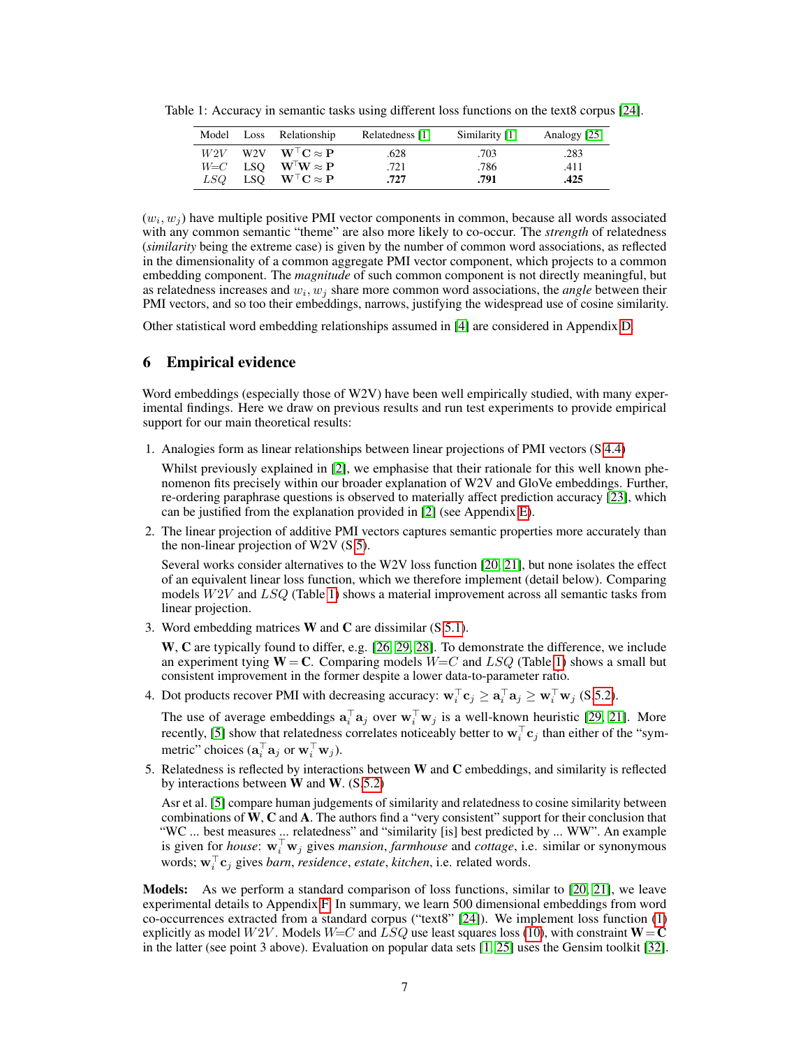Table 1: Accuracy in semantic tasks using different loss functions on the text8 corpus [24].

| Model | Loss | Relationship | Relatedness [1] | Similarity [1] | Analogy [25] |
|---|---|---|---|---|---|
| $W2V$ | W2V | $\mathbf{W}^\top\mathbf{C} \approx \mathbf{P}$ | .628 | .703 | .283 |
| $W{=}C$ | LSQ | $\mathbf{W}^\top\mathbf{W} \approx \mathbf{P}$ | .721 | .786 | .411 |
| $LSQ$ | LSQ | $\mathbf{W}^\top\mathbf{C} \approx \mathbf{P}$ | **.727** | **.791** | **.425** |

$(w_i, w_j)$ have multiple positive PMI vector components in common, because all words associated with any common semantic "theme" are also more likely to co-occur. The *strength* of relatedness (*similarity* being the extreme case) is given by the number of common word associations, as reflected in the dimensionality of a common aggregate PMI vector component, which projects to a common embedding component. The *magnitude* of such common component is not directly meaningful, but as relatedness increases and $w_i, w_j$ share more common word associations, the *angle* between their PMI vectors, and so too their embeddings, narrows, justifying the widespread use of cosine similarity.

Other statistical word embedding relationships assumed in [4] are considered in Appendix D.

## 6 Empirical evidence

Word embeddings (especially those of W2V) have been well empirically studied, with many experimental findings. Here we draw on previous results and run test experiments to provide empirical support for our main theoretical results:

1. Analogies form as linear relationships between linear projections of PMI vectors (S 4.4)

   Whilst previously explained in [2], we emphasise that their rationale for this well known phenomenon fits precisely within our broader explanation of W2V and GloVe embeddings. Further, re-ordering paraphrase questions is observed to materially affect prediction accuracy [23], which can be justified from the explanation provided in [2] (see Appendix E).

2. The linear projection of additive PMI vectors captures semantic properties more accurately than the non-linear projection of W2V (S 5).

   Several works consider alternatives to the W2V loss function [20, 21], but none isolates the effect of an equivalent linear loss function, which we therefore implement (detail below). Comparing models $W2V$ and $LSQ$ (Table 1) shows a material improvement across all semantic tasks from linear projection.

3. Word embedding matrices $\mathbf{W}$ and $\mathbf{C}$ are dissimilar (S 5.1).

   $\mathbf{W}$, $\mathbf{C}$ are typically found to differ, e.g. [26, 29, 28]. To demonstrate the difference, we include an experiment tying $\mathbf{W} = \mathbf{C}$. Comparing models $W{=}C$ and $LSQ$ (Table 1) shows a small but consistent improvement in the former despite a lower data-to-parameter ratio.

4. Dot products recover PMI with decreasing accuracy: $\mathbf{w}_i^\top \mathbf{c}_j \geq \mathbf{a}_i^\top \mathbf{a}_j \geq \mathbf{w}_i^\top \mathbf{w}_j$ (S 5.2).

   The use of average embeddings $\mathbf{a}_i^\top \mathbf{a}_j$ over $\mathbf{w}_i^\top \mathbf{w}_j$ is a well-known heuristic [29, 21]. More recently, [5] show that relatedness correlates noticeably better to $\mathbf{w}_i^\top \mathbf{c}_j$ than either of the "symmetric" choices ($\mathbf{a}_i^\top \mathbf{a}_j$ or $\mathbf{w}_i^\top \mathbf{w}_j$).

5. Relatedness is reflected by interactions between $\mathbf{W}$ and $\mathbf{C}$ embeddings, and similarity is reflected by interactions between $\mathbf{W}$ and $\mathbf{W}$. (S 5.2)

   Asr et al. [5] compare human judgements of similarity and relatedness to cosine similarity between combinations of $\mathbf{W}$, $\mathbf{C}$ and $\mathbf{A}$. The authors find a "very consistent" support for their conclusion that "WC ... best measures ... relatedness" and "similarity [is] best predicted by ... WW". An example is given for *house*: $\mathbf{w}_i^\top \mathbf{w}_j$ gives *mansion*, *farmhouse* and *cottage*, i.e. similar or synonymous words; $\mathbf{w}_i^\top \mathbf{c}_j$ gives *barn*, *residence*, *estate*, *kitchen*, i.e. related words.

**Models:** As we perform a standard comparison of loss functions, similar to [20, 21], we leave experimental details to Appendix F. In summary, we learn 500 dimensional embeddings from word co-occurrences extracted from a standard corpus ("text8" [24]). We implement loss function (1) explicitly as model $W2V$. Models $W{=}C$ and $LSQ$ use least squares loss (10), with constraint $\mathbf{W}{=}\mathbf{C}$ in the latter (see point 3 above). Evaluation on popular data sets [1, 25] uses the Gensim toolkit [32].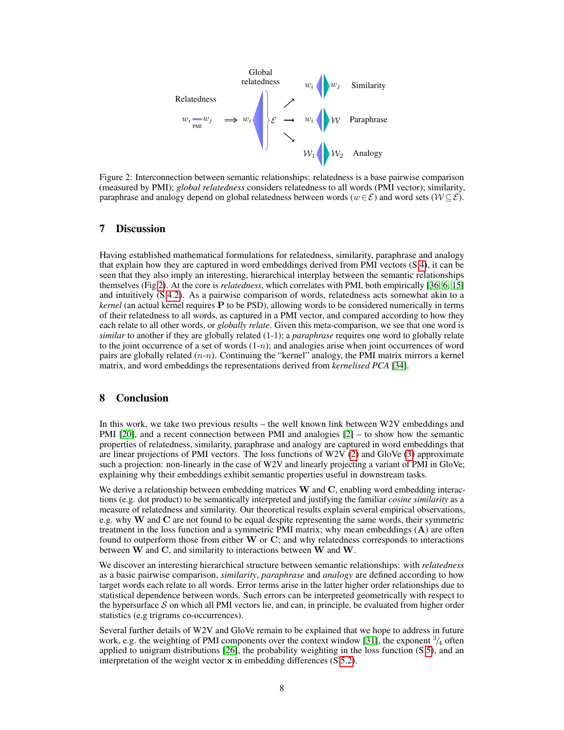Figure 2: Interconnection between semantic relationships: relatedness is a base pairwise comparison (measured by PMI); *global relatedness* considers relatedness to all words (PMI vector); similarity, paraphrase and analogy depend on global relatedness between words ($w \in \mathcal{E}$) and word sets ($\mathcal{W} \subseteq \mathcal{E}$).

## 7 Discussion

Having established mathematical formulations for relatedness, similarity, paraphrase and analogy that explain how they are captured in word embeddings derived from PMI vectors (S 4), it can be seen that they also imply an interesting, hierarchical interplay between the semantic relationships themselves (Fig 2). At the core is *relatedness*, which correlates with PMI, both empirically [36, 6, 15] and intuitively (S 4.2). As a pairwise comparison of words, relatedness acts somewhat akin to a *kernel* (an actual kernel requires $\mathbf{P}$ to be PSD), allowing words to be considered numerically in terms of their relatedness to all words, as captured in a PMI vector, and compared according to how they each relate to all other words, or *globally relate*. Given this meta-comparison, we see that one word is *similar* to another if they are globally related (1-1); a *paraphrase* requires one word to globally relate to the joint occurrence of a set of words (1-$n$); and analogies arise when joint occurrences of word pairs are globally related ($n$-$n$). Continuing the "kernel" analogy, the PMI matrix mirrors a kernel matrix, and word embeddings the representations derived from *kernelised PCA* [34].

## 8 Conclusion

In this work, we take two previous results – the well known link between W2V embeddings and PMI [20], and a recent connection between PMI and analogies [2] – to show how the semantic properties of relatedness, similarity, paraphrase and analogy are captured in word embeddings that are linear projections of PMI vectors. The loss functions of W2V (2) and GloVe (3) approximate such a projection: non-linearly in the case of W2V and linearly projecting a variant of PMI in GloVe; explaining why their embeddings exhibit semantic properties useful in downstream tasks.

We derive a relationship between embedding matrices $\mathbf{W}$ and $\mathbf{C}$, enabling word embedding interactions (e.g. dot product) to be semantically interpreted and justifying the familiar *cosine similarity* as a measure of relatedness and similarity. Our theoretical results explain several empirical observations, e.g. why $\mathbf{W}$ and $\mathbf{C}$ are not found to be equal despite representing the same words, their symmetric treatment in the loss function and a symmetric PMI matrix; why mean embeddings ($\mathbf{A}$) are often found to outperform those from either $\mathbf{W}$ or $\mathbf{C}$; and why relatedness corresponds to interactions between $\mathbf{W}$ and $\mathbf{C}$, and similarity to interactions between $\mathbf{W}$ and $\mathbf{W}$.

We discover an interesting hierarchical structure between semantic relationships: with *relatedness* as a basic pairwise comparison, *similarity*, *paraphrase* and *analogy* are defined according to how target words each relate to all words. Error terms arise in the latter higher order relationships due to statistical dependence between words. Such errors can be interpreted geometrically with respect to the hypersurface $\mathcal{S}$ on which all PMI vectors lie, and can, in principle, be evaluated from higher order statistics (e.g trigrams co-occurrences).

Several further details of W2V and GloVe remain to be explained that we hope to address in future work, e.g. the weighting of PMI components over the context window [31], the exponent $^3/_4$ often applied to unigram distributions [26], the probability weighting in the loss function (S 5), and an interpretation of the weight vector $\mathbf{x}$ in embedding differences (S 5.2).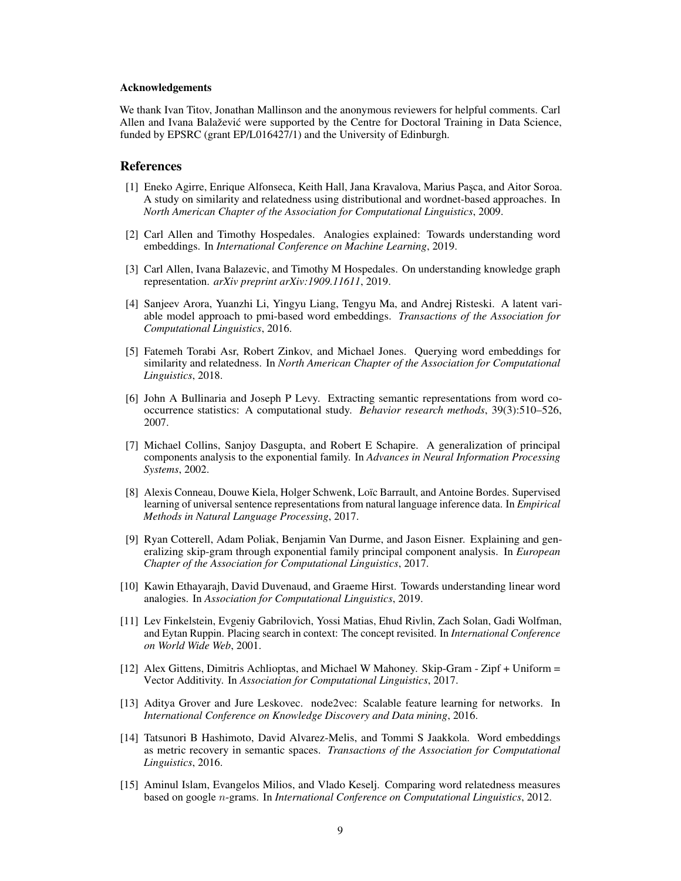#### Acknowledgements

We thank Ivan Titov, Jonathan Mallinson and the anonymous reviewers for helpful comments. Carl Allen and Ivana Balažević were supported by the Centre for Doctoral Training in Data Science, funded by EPSRC (grant EP/L016427/1) and the University of Edinburgh.

## References

[1] Eneko Agirre, Enrique Alfonseca, Keith Hall, Jana Kravalova, Marius Paşca, and Aitor Soroa. A study on similarity and relatedness using distributional and wordnet-based approaches. In *North American Chapter of the Association for Computational Linguistics*, 2009.

[2] Carl Allen and Timothy Hospedales. Analogies explained: Towards understanding word embeddings. In *International Conference on Machine Learning*, 2019.

[3] Carl Allen, Ivana Balazevic, and Timothy M Hospedales. On understanding knowledge graph representation. *arXiv preprint arXiv:1909.11611*, 2019.

[4] Sanjeev Arora, Yuanzhi Li, Yingyu Liang, Tengyu Ma, and Andrej Risteski. A latent variable model approach to pmi-based word embeddings. *Transactions of the Association for Computational Linguistics*, 2016.

[5] Fatemeh Torabi Asr, Robert Zinkov, and Michael Jones. Querying word embeddings for similarity and relatedness. In *North American Chapter of the Association for Computational Linguistics*, 2018.

[6] John A Bullinaria and Joseph P Levy. Extracting semantic representations from word co-occurrence statistics: A computational study. *Behavior research methods*, 39(3):510–526, 2007.

[7] Michael Collins, Sanjoy Dasgupta, and Robert E Schapire. A generalization of principal components analysis to the exponential family. In *Advances in Neural Information Processing Systems*, 2002.

[8] Alexis Conneau, Douwe Kiela, Holger Schwenk, Loïc Barrault, and Antoine Bordes. Supervised learning of universal sentence representations from natural language inference data. In *Empirical Methods in Natural Language Processing*, 2017.

[9] Ryan Cotterell, Adam Poliak, Benjamin Van Durme, and Jason Eisner. Explaining and generalizing skip-gram through exponential family principal component analysis. In *European Chapter of the Association for Computational Linguistics*, 2017.

[10] Kawin Ethayarajh, David Duvenaud, and Graeme Hirst. Towards understanding linear word analogies. In *Association for Computational Linguistics*, 2019.

[11] Lev Finkelstein, Evgeniy Gabrilovich, Yossi Matias, Ehud Rivlin, Zach Solan, Gadi Wolfman, and Eytan Ruppin. Placing search in context: The concept revisited. In *International Conference on World Wide Web*, 2001.

[12] Alex Gittens, Dimitris Achlioptas, and Michael W Mahoney. Skip-Gram - Zipf + Uniform = Vector Additivity. In *Association for Computational Linguistics*, 2017.

[13] Aditya Grover and Jure Leskovec. node2vec: Scalable feature learning for networks. In *International Conference on Knowledge Discovery and Data mining*, 2016.

[14] Tatsunori B Hashimoto, David Alvarez-Melis, and Tommi S Jaakkola. Word embeddings as metric recovery in semantic spaces. *Transactions of the Association for Computational Linguistics*, 2016.

[15] Aminul Islam, Evangelos Milios, and Vlado Keselj. Comparing word relatedness measures based on google $n$-grams. In *International Conference on Computational Linguistics*, 2012.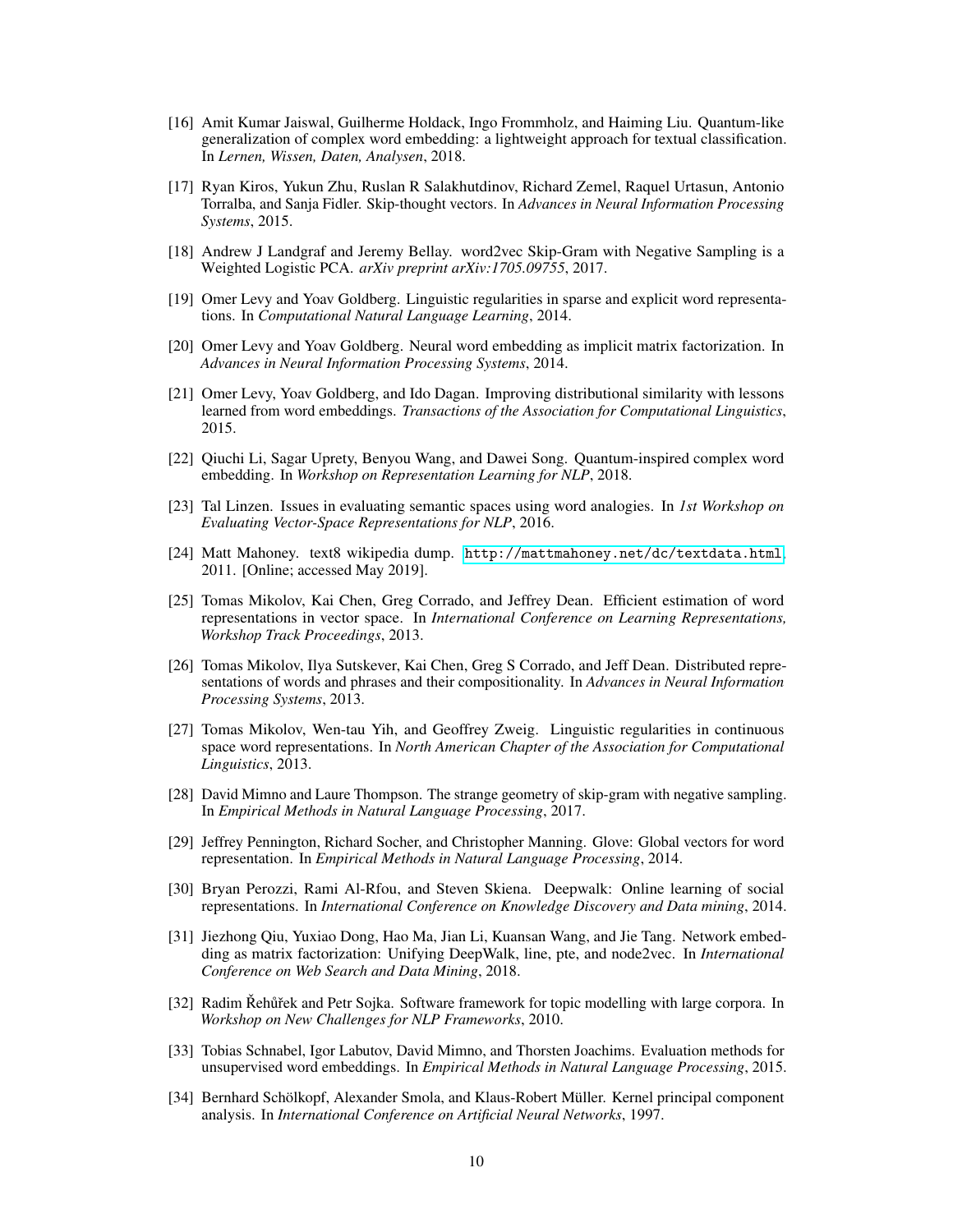[16] Amit Kumar Jaiswal, Guilherme Holdack, Ingo Frommholz, and Haiming Liu. Quantum-like generalization of complex word embedding: a lightweight approach for textual classification. In *Lernen, Wissen, Daten, Analysen*, 2018.

[17] Ryan Kiros, Yukun Zhu, Ruslan R Salakhutdinov, Richard Zemel, Raquel Urtasun, Antonio Torralba, and Sanja Fidler. Skip-thought vectors. In *Advances in Neural Information Processing Systems*, 2015.

[18] Andrew J Landgraf and Jeremy Bellay. word2vec Skip-Gram with Negative Sampling is a Weighted Logistic PCA. *arXiv preprint arXiv:1705.09755*, 2017.

[19] Omer Levy and Yoav Goldberg. Linguistic regularities in sparse and explicit word representations. In *Computational Natural Language Learning*, 2014.

[20] Omer Levy and Yoav Goldberg. Neural word embedding as implicit matrix factorization. In *Advances in Neural Information Processing Systems*, 2014.

[21] Omer Levy, Yoav Goldberg, and Ido Dagan. Improving distributional similarity with lessons learned from word embeddings. *Transactions of the Association for Computational Linguistics*, 2015.

[22] Qiuchi Li, Sagar Uprety, Benyou Wang, and Dawei Song. Quantum-inspired complex word embedding. In *Workshop on Representation Learning for NLP*, 2018.

[23] Tal Linzen. Issues in evaluating semantic spaces using word analogies. In *1st Workshop on Evaluating Vector-Space Representations for NLP*, 2016.

[24] Matt Mahoney. text8 wikipedia dump. http://mattmahoney.net/dc/textdata.html, 2011. [Online; accessed May 2019].

[25] Tomas Mikolov, Kai Chen, Greg Corrado, and Jeffrey Dean. Efficient estimation of word representations in vector space. In *International Conference on Learning Representations, Workshop Track Proceedings*, 2013.

[26] Tomas Mikolov, Ilya Sutskever, Kai Chen, Greg S Corrado, and Jeff Dean. Distributed representations of words and phrases and their compositionality. In *Advances in Neural Information Processing Systems*, 2013.

[27] Tomas Mikolov, Wen-tau Yih, and Geoffrey Zweig. Linguistic regularities in continuous space word representations. In *North American Chapter of the Association for Computational Linguistics*, 2013.

[28] David Mimno and Laure Thompson. The strange geometry of skip-gram with negative sampling. In *Empirical Methods in Natural Language Processing*, 2017.

[29] Jeffrey Pennington, Richard Socher, and Christopher Manning. Glove: Global vectors for word representation. In *Empirical Methods in Natural Language Processing*, 2014.

[30] Bryan Perozzi, Rami Al-Rfou, and Steven Skiena. Deepwalk: Online learning of social representations. In *International Conference on Knowledge Discovery and Data mining*, 2014.

[31] Jiezhong Qiu, Yuxiao Dong, Hao Ma, Jian Li, Kuansan Wang, and Jie Tang. Network embedding as matrix factorization: Unifying DeepWalk, line, pte, and node2vec. In *International Conference on Web Search and Data Mining*, 2018.

[32] Radim Řehůřek and Petr Sojka. Software framework for topic modelling with large corpora. In *Workshop on New Challenges for NLP Frameworks*, 2010.

[33] Tobias Schnabel, Igor Labutov, David Mimno, and Thorsten Joachims. Evaluation methods for unsupervised word embeddings. In *Empirical Methods in Natural Language Processing*, 2015.

[34] Bernhard Schölkopf, Alexander Smola, and Klaus-Robert Müller. Kernel principal component analysis. In *International Conference on Artificial Neural Networks*, 1997.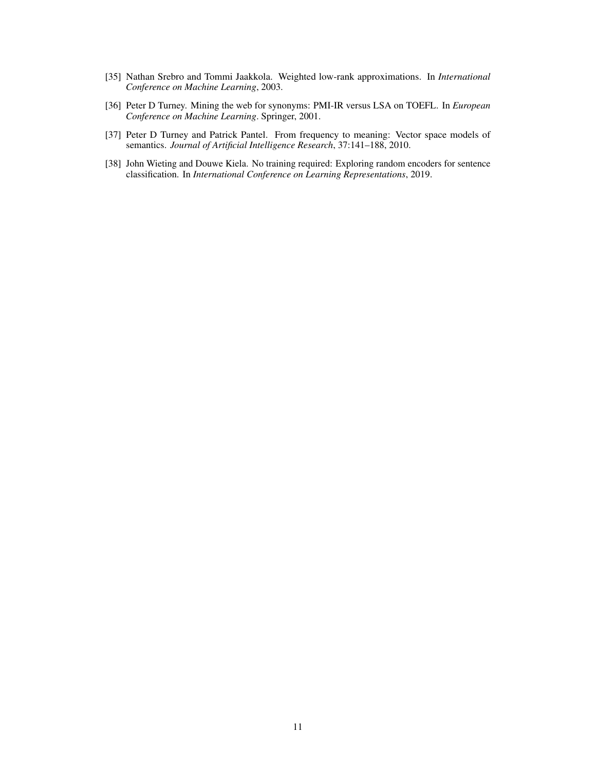[35] Nathan Srebro and Tommi Jaakkola. Weighted low-rank approximations. In *International Conference on Machine Learning*, 2003.

[36] Peter D Turney. Mining the web for synonyms: PMI-IR versus LSA on TOEFL. In *European Conference on Machine Learning*. Springer, 2001.

[37] Peter D Turney and Patrick Pantel. From frequency to meaning: Vector space models of semantics. *Journal of Artificial Intelligence Research*, 37:141–188, 2010.

[38] John Wieting and Douwe Kiela. No training required: Exploring random encoders for sentence classification. In *International Conference on Learning Representations*, 2019.